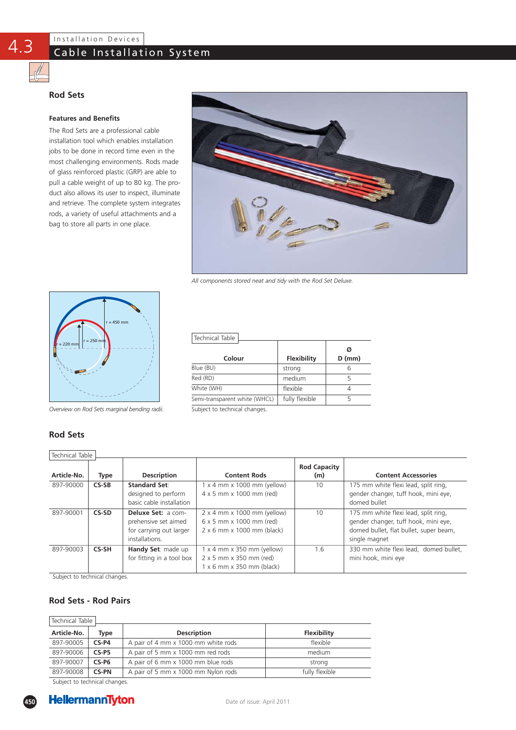## Rod Sets

### Features and Benefits

The Rod Sets are a professional cable installation tool which enables installation jobs to be done in record time even in the most challenging environments. Rods made of glass reinforced plastic (GRP) are able to pull a cable weight of up to 80 kg. The product also allows its user to inspect, illuminate and retrieve. The complete system integrates rods, a variety of useful attachments and a bag to store all parts in one place.

*All components stored neat and tidy with the Rod Set Deluxe.*

*Overview on Rod Sets marginal bending radii.*

Technical Table

| Colour | Flexibility | Ø D (mm) |
|---|---|---|
| Blue (BU) | strong | 6 |
| Red (RD) | medium | 5 |
| White (WH) | flexible | 4 |
| Semi-transparent white (WHCL) | fully flexible | 5 |

Subject to technical changes.

## Rod Sets

Technical Table

| Article-No. | Type | Description | Content Rods | Rod Capacity (m) | Content Accessories |
|---|---|---|---|---|---|
| 897-90000 | **CS-SB** | **Standard Set**: designed to perform basic cable installation | 1 x 4 mm x 1000 mm (yellow)<br>4 x 5 mm x 1000 mm (red) | 10 | 175 mm white flexi lead, split ring, gender changer, tuff hook, mini eye, domed bullet |
| 897-90001 | **CS-SD** | **Deluxe Set:** a comprehensive set aimed for carrying out larger installations. | 2 x 4 mm x 1000 mm (yellow)<br>6 x 5 mm x 1000 mm (red)<br>2 x 6 mm x 1000 mm (black) | 10 | 175 mm white flexi lead, split ring, gender changer, tuff hook, mini eye, domed bullet, flat bullet, super beam, single magnet |
| 897-90003 | **CS-SH** | **Handy Set**: made up for fitting in a tool box | 1 x 4 mm x 350 mm (yellow)<br>2 x 5 mm x 350 mm (red)<br>1 x 6 mm x 350 mm (black) | 1.6 | 330 mm white flexi lead, domed bullet, mini hook, mini eye |

Subject to technical changes.

## Rod Sets - Rod Pairs

Technical Table

| Article-No. | Type | Description | Flexibility |
|---|---|---|---|
| 897-90005 | **CS-P4** | A pair of 4 mm x 1000 mm white rods | flexible |
| 897-90006 | **CS-P5** | A pair of 5 mm x 1000 mm red rods | medium |
| 897-90007 | **CS-P6** | A pair of 6 mm x 1000 mm blue rods | strong |
| 897-90008 | **CS-PN** | A pair of 5 mm x 1000 mm Nylon rods | fully flexible |

Subject to technical changes.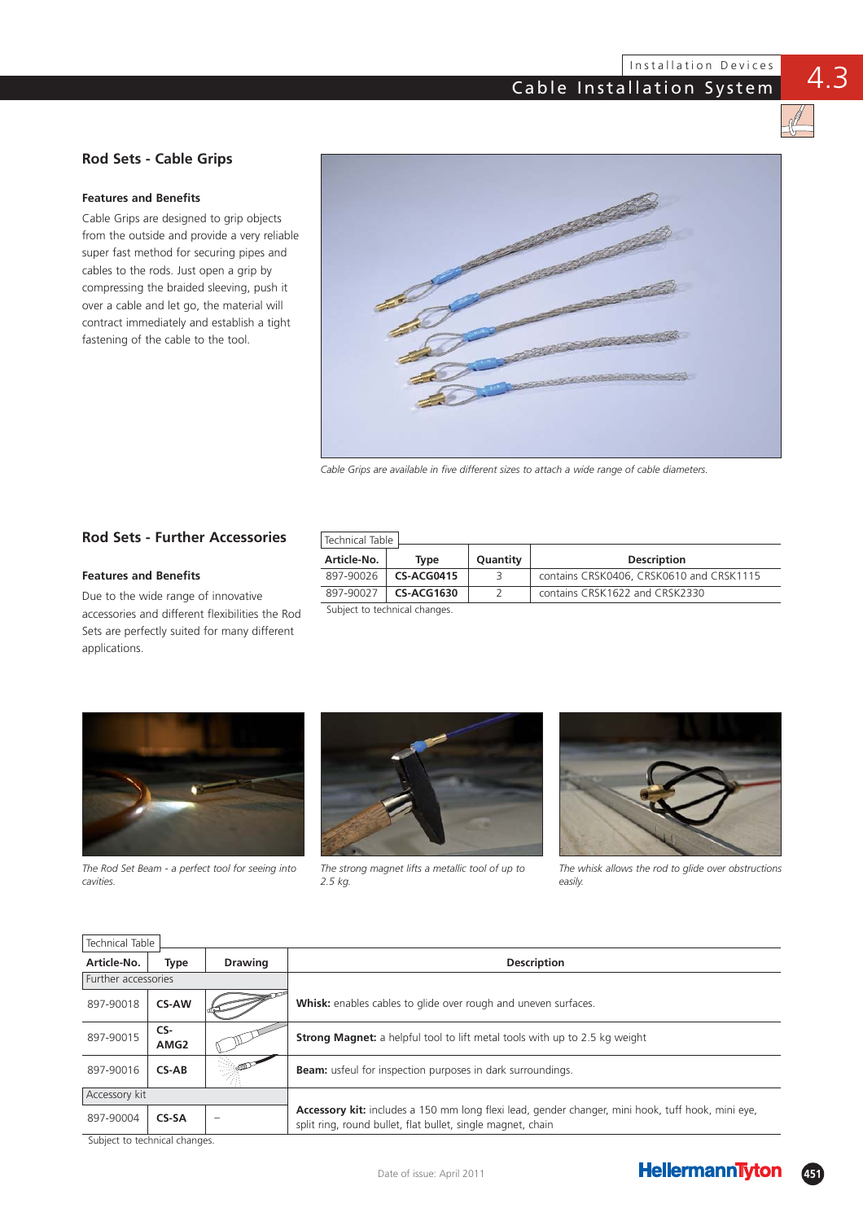## Rod Sets - Cable Grips

### Features and Benefits

Cable Grips are designed to grip objects from the outside and provide a very reliable super fast method for securing pipes and cables to the rods. Just open a grip by compressing the braided sleeving, push it over a cable and let go, the material will contract immediately and establish a tight fastening of the cable to the tool.

*Cable Grips are available in five different sizes to attach a wide range of cable diameters.*

## Rod Sets - Further Accessories

### Features and Benefits

Due to the wide range of innovative accessories and different flexibilities the Rod Sets are perfectly suited for many different applications.

Technical Table

| Article-No. | Type | Quantity | Description |
|---|---|---|---|
| 897-90026 | **CS-ACG0415** | 3 | contains CRSK0406, CRSK0610 and CRSK1115 |
| 897-90027 | **CS-ACG1630** | 2 | contains CRSK1622 and CRSK2330 |

Subject to technical changes.

*The Rod Set Beam - a perfect tool for seeing into cavities.*

*The strong magnet lifts a metallic tool of up to 2.5 kg.*

*The whisk allows the rod to glide over obstructions easily.*

Technical Table

| Article-No. | Type | Drawing | Description |
|---|---|---|---|
| Further accessories | | | |
| 897-90018 | **CS-AW** | | **Whisk:** enables cables to glide over rough and uneven surfaces. |
| 897-90015 | **CS-AMG2** | | **Strong Magnet:** a helpful tool to lift metal tools with up to 2.5 kg weight |
| 897-90016 | **CS-AB** | | **Beam:** usfeul for inspection purposes in dark surroundings. |
| Accessory kit | | | |
| 897-90004 | **CS-SA** | – | **Accessory kit:** includes a 150 mm long flexi lead, gender changer, mini hook, tuff hook, mini eye, split ring, round bullet, flat bullet, single magnet, chain |

Subject to technical changes.

Date of issue: April 2011